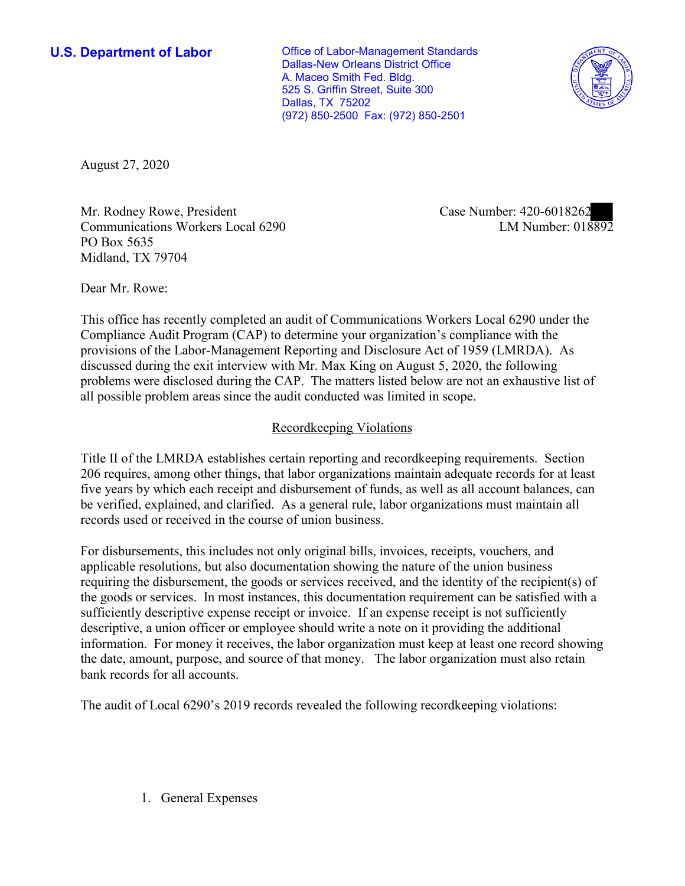**U.S. Department of Labor**

Office of Labor-Management Standards
Dallas-New Orleans District Office
A. Maceo Smith Fed. Bldg.
525 S. Griffin Street, Suite 300
Dallas, TX 75202
(972) 850-2500 Fax: (972) 850-2501

August 27, 2020

Mr. Rodney Rowe, President
Communications Workers Local 6290
PO Box 5635
Midland, TX 79704

Case Number: 420-6018262
LM Number: 018892

Dear Mr. Rowe:

This office has recently completed an audit of Communications Workers Local 6290 under the Compliance Audit Program (CAP) to determine your organization's compliance with the provisions of the Labor-Management Reporting and Disclosure Act of 1959 (LMRDA). As discussed during the exit interview with Mr. Max King on August 5, 2020, the following problems were disclosed during the CAP. The matters listed below are not an exhaustive list of all possible problem areas since the audit conducted was limited in scope.

## Recordkeeping Violations

Title II of the LMRDA establishes certain reporting and recordkeeping requirements. Section 206 requires, among other things, that labor organizations maintain adequate records for at least five years by which each receipt and disbursement of funds, as well as all account balances, can be verified, explained, and clarified. As a general rule, labor organizations must maintain all records used or received in the course of union business.

For disbursements, this includes not only original bills, invoices, receipts, vouchers, and applicable resolutions, but also documentation showing the nature of the union business requiring the disbursement, the goods or services received, and the identity of the recipient(s) of the goods or services. In most instances, this documentation requirement can be satisfied with a sufficiently descriptive expense receipt or invoice. If an expense receipt is not sufficiently descriptive, a union officer or employee should write a note on it providing the additional information. For money it receives, the labor organization must keep at least one record showing the date, amount, purpose, and source of that money. The labor organization must also retain bank records for all accounts.

The audit of Local 6290's 2019 records revealed the following recordkeeping violations:

1. General Expenses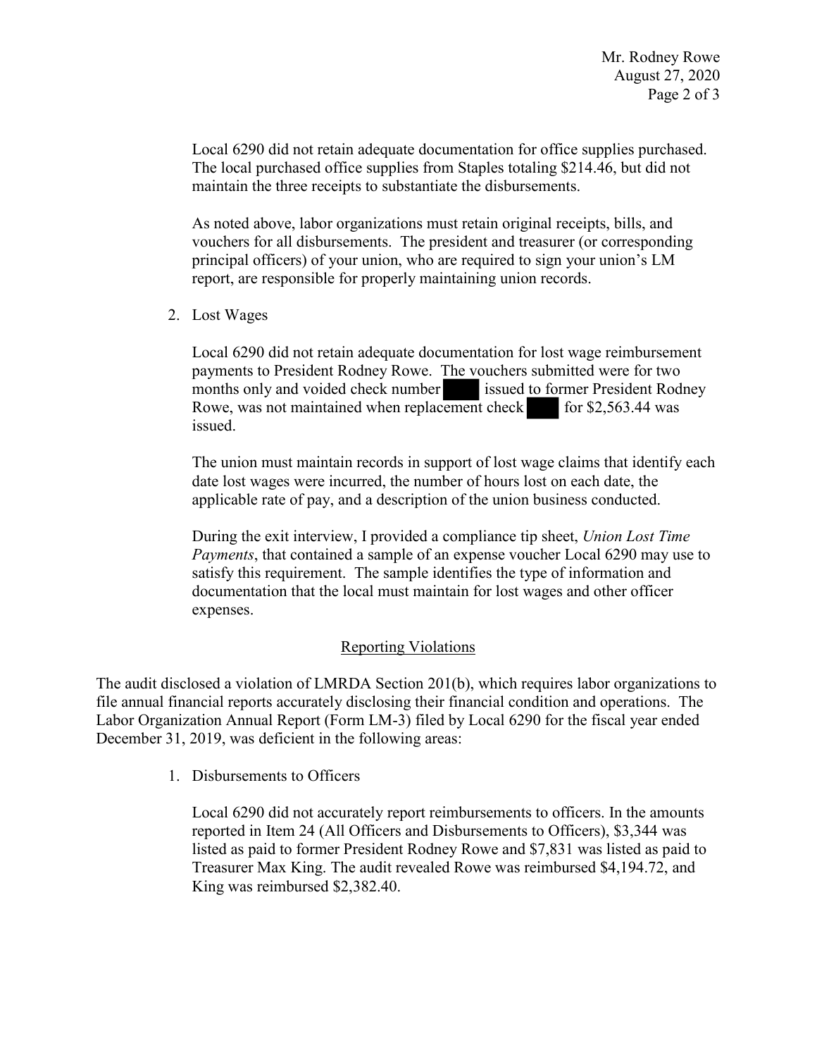Local 6290 did not retain adequate documentation for office supplies purchased. The local purchased office supplies from Staples totaling $214.46, but did not maintain the three receipts to substantiate the disbursements.

As noted above, labor organizations must retain original receipts, bills, and vouchers for all disbursements. The president and treasurer (or corresponding principal officers) of your union, who are required to sign your union's LM report, are responsible for properly maintaining union records.

2. Lost Wages

   Local 6290 did not retain adequate documentation for lost wage reimbursement payments to President Rodney Rowe. The vouchers submitted were for two months only and voided check number ████ issued to former President Rodney Rowe, was not maintained when replacement check ████ for $2,563.44 was issued.

   The union must maintain records in support of lost wage claims that identify each date lost wages were incurred, the number of hours lost on each date, the applicable rate of pay, and a description of the union business conducted.

   During the exit interview, I provided a compliance tip sheet, *Union Lost Time Payments*, that contained a sample of an expense voucher Local 6290 may use to satisfy this requirement. The sample identifies the type of information and documentation that the local must maintain for lost wages and other officer expenses.

## Reporting Violations

The audit disclosed a violation of LMRDA Section 201(b), which requires labor organizations to file annual financial reports accurately disclosing their financial condition and operations. The Labor Organization Annual Report (Form LM-3) filed by Local 6290 for the fiscal year ended December 31, 2019, was deficient in the following areas:

1. Disbursements to Officers

   Local 6290 did not accurately report reimbursements to officers. In the amounts reported in Item 24 (All Officers and Disbursements to Officers), $3,344 was listed as paid to former President Rodney Rowe and $7,831 was listed as paid to Treasurer Max King. The audit revealed Rowe was reimbursed $4,194.72, and King was reimbursed $2,382.40.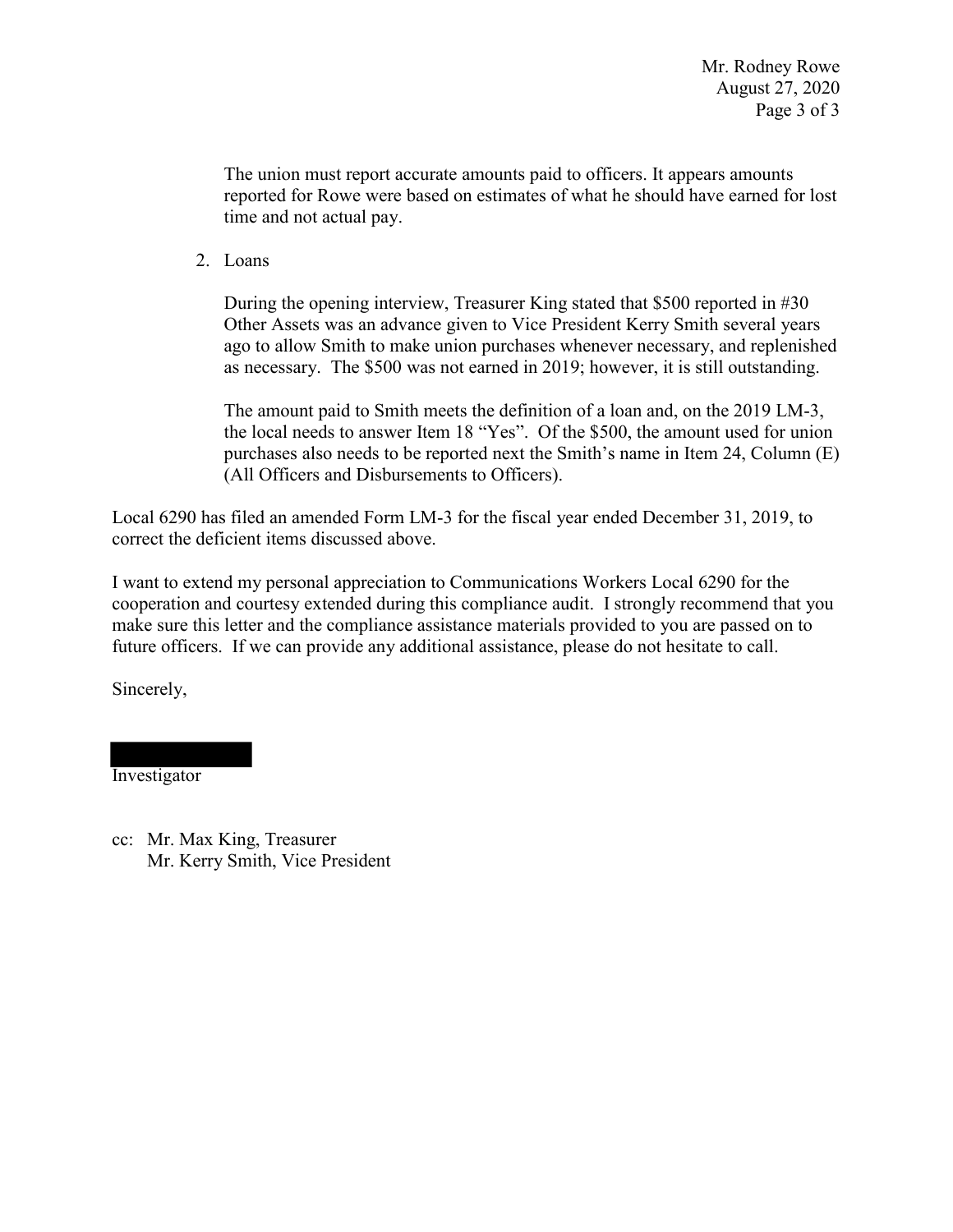The union must report accurate amounts paid to officers. It appears amounts reported for Rowe were based on estimates of what he should have earned for lost time and not actual pay.

2. Loans

   During the opening interview, Treasurer King stated that $500 reported in #30 Other Assets was an advance given to Vice President Kerry Smith several years ago to allow Smith to make union purchases whenever necessary, and replenished as necessary. The $500 was not earned in 2019; however, it is still outstanding.

   The amount paid to Smith meets the definition of a loan and, on the 2019 LM-3, the local needs to answer Item 18 "Yes". Of the $500, the amount used for union purchases also needs to be reported next the Smith's name in Item 24, Column (E) (All Officers and Disbursements to Officers).

Local 6290 has filed an amended Form LM-3 for the fiscal year ended December 31, 2019, to correct the deficient items discussed above.

I want to extend my personal appreciation to Communications Workers Local 6290 for the cooperation and courtesy extended during this compliance audit. I strongly recommend that you make sure this letter and the compliance assistance materials provided to you are passed on to future officers. If we can provide any additional assistance, please do not hesitate to call.

Sincerely,

Investigator

cc: Mr. Max King, Treasurer
    Mr. Kerry Smith, Vice President